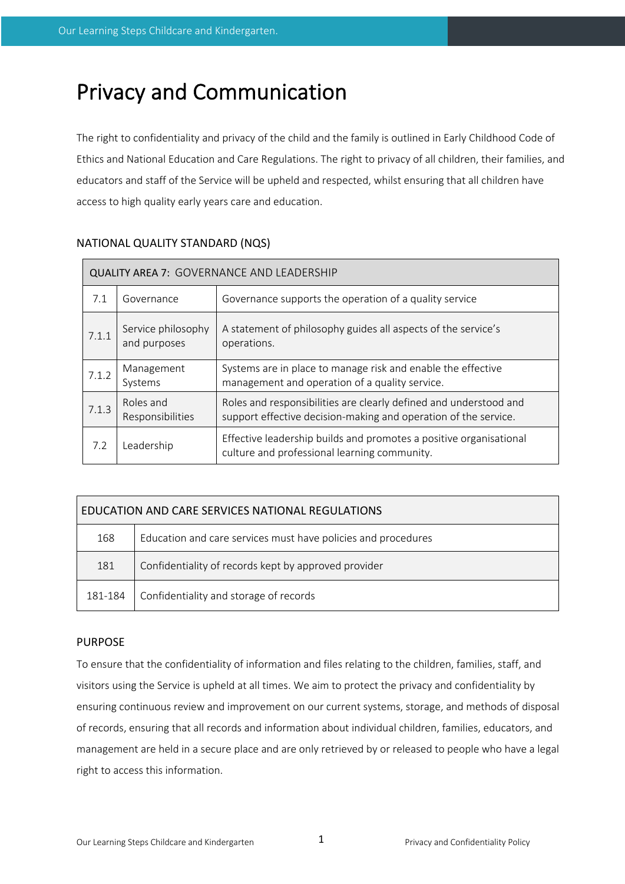# Privacy and Communication

The right to confidentiality and privacy of the child and the family is outlined in Early Childhood Code of Ethics and National Education and Care Regulations. The right to privacy of all children, their families, and educators and staff of the Service will be upheld and respected, whilst ensuring that all children have access to high quality early years care and education.

## NATIONAL QUALITY STANDARD (NQS)

| QUALITY AREA 7: GOVERNANCE AND LEADERSHIP | | |
|---|---|---|
| 7.1 | Governance | Governance supports the operation of a quality service |
| 7.1.1 | Service philosophy and purposes | A statement of philosophy guides all aspects of the service's operations. |
| 7.1.2 | Management Systems | Systems are in place to manage risk and enable the effective management and operation of a quality service. |
| 7.1.3 | Roles and Responsibilities | Roles and responsibilities are clearly defined and understood and support effective decision-making and operation of the service. |
| 7.2 | Leadership | Effective leadership builds and promotes a positive organisational culture and professional learning community. |

| EDUCATION AND CARE SERVICES NATIONAL REGULATIONS | |
|---|---|
| 168 | Education and care services must have policies and procedures |
| 181 | Confidentiality of records kept by approved provider |
| 181-184 | Confidentiality and storage of records |

## PURPOSE

To ensure that the confidentiality of information and files relating to the children, families, staff, and visitors using the Service is upheld at all times. We aim to protect the privacy and confidentiality by ensuring continuous review and improvement on our current systems, storage, and methods of disposal of records, ensuring that all records and information about individual children, families, educators, and management are held in a secure place and are only retrieved by or released to people who have a legal right to access this information.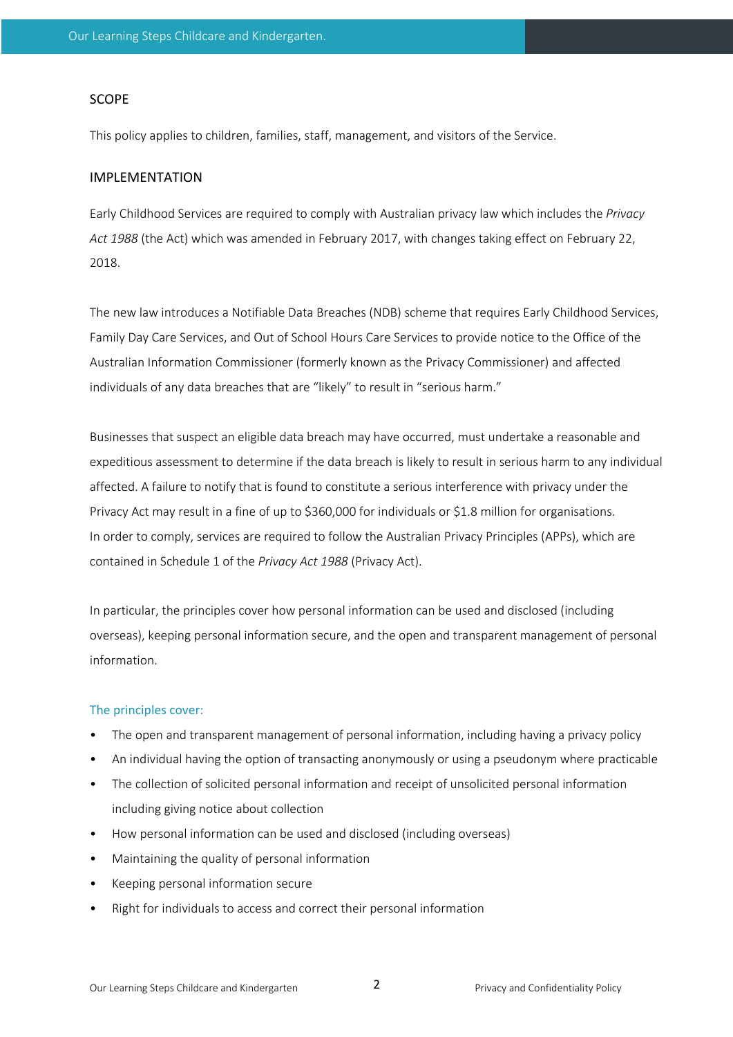## SCOPE

This policy applies to children, families, staff, management, and visitors of the Service.

## IMPLEMENTATION

Early Childhood Services are required to comply with Australian privacy law which includes the *Privacy Act 1988* (the Act) which was amended in February 2017, with changes taking effect on February 22, 2018.

The new law introduces a Notifiable Data Breaches (NDB) scheme that requires Early Childhood Services, Family Day Care Services, and Out of School Hours Care Services to provide notice to the Office of the Australian Information Commissioner (formerly known as the Privacy Commissioner) and affected individuals of any data breaches that are "likely" to result in "serious harm."

Businesses that suspect an eligible data breach may have occurred, must undertake a reasonable and expeditious assessment to determine if the data breach is likely to result in serious harm to any individual affected. A failure to notify that is found to constitute a serious interference with privacy under the Privacy Act may result in a fine of up to $360,000 for individuals or $1.8 million for organisations.
In order to comply, services are required to follow the Australian Privacy Principles (APPs), which are contained in Schedule 1 of the *Privacy Act 1988* (Privacy Act).

In particular, the principles cover how personal information can be used and disclosed (including overseas), keeping personal information secure, and the open and transparent management of personal information.

### The principles cover:

- The open and transparent management of personal information, including having a privacy policy
- An individual having the option of transacting anonymously or using a pseudonym where practicable
- The collection of solicited personal information and receipt of unsolicited personal information including giving notice about collection
- How personal information can be used and disclosed (including overseas)
- Maintaining the quality of personal information
- Keeping personal information secure
- Right for individuals to access and correct their personal information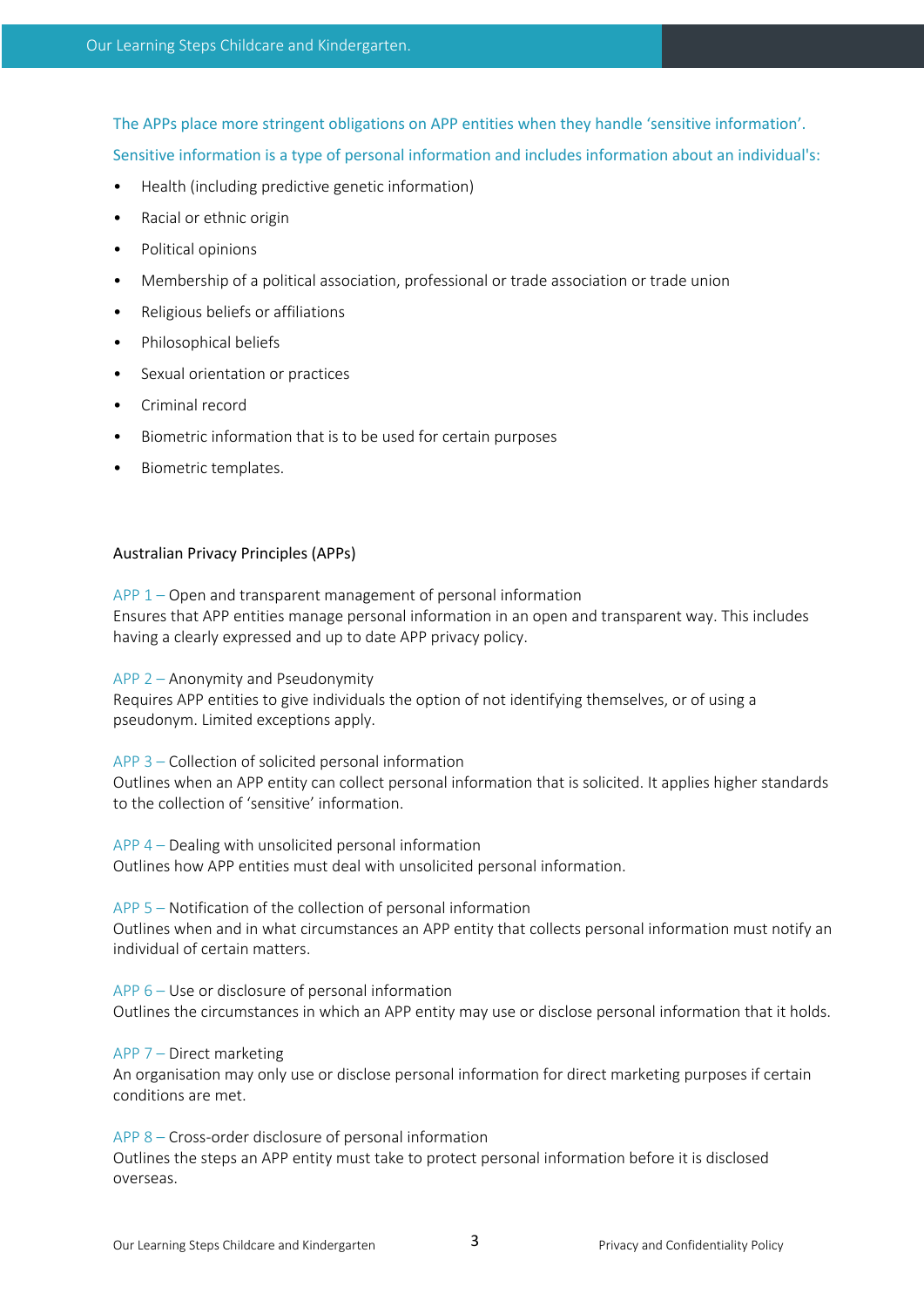The APPs place more stringent obligations on APP entities when they handle 'sensitive information'.

Sensitive information is a type of personal information and includes information about an individual's:

- Health (including predictive genetic information)
- Racial or ethnic origin
- Political opinions
- Membership of a political association, professional or trade association or trade union
- Religious beliefs or affiliations
- Philosophical beliefs
- Sexual orientation or practices
- Criminal record
- Biometric information that is to be used for certain purposes
- Biometric templates.

## Australian Privacy Principles (APPs)

APP 1 – Open and transparent management of personal information
Ensures that APP entities manage personal information in an open and transparent way. This includes having a clearly expressed and up to date APP privacy policy.

APP 2 – Anonymity and Pseudonymity
Requires APP entities to give individuals the option of not identifying themselves, or of using a pseudonym. Limited exceptions apply.

APP 3 – Collection of solicited personal information
Outlines when an APP entity can collect personal information that is solicited. It applies higher standards to the collection of 'sensitive' information.

APP 4 – Dealing with unsolicited personal information
Outlines how APP entities must deal with unsolicited personal information.

APP 5 – Notification of the collection of personal information
Outlines when and in what circumstances an APP entity that collects personal information must notify an individual of certain matters.

APP 6 – Use or disclosure of personal information
Outlines the circumstances in which an APP entity may use or disclose personal information that it holds.

APP 7 – Direct marketing
An organisation may only use or disclose personal information for direct marketing purposes if certain conditions are met.

APP 8 – Cross-order disclosure of personal information
Outlines the steps an APP entity must take to protect personal information before it is disclosed overseas.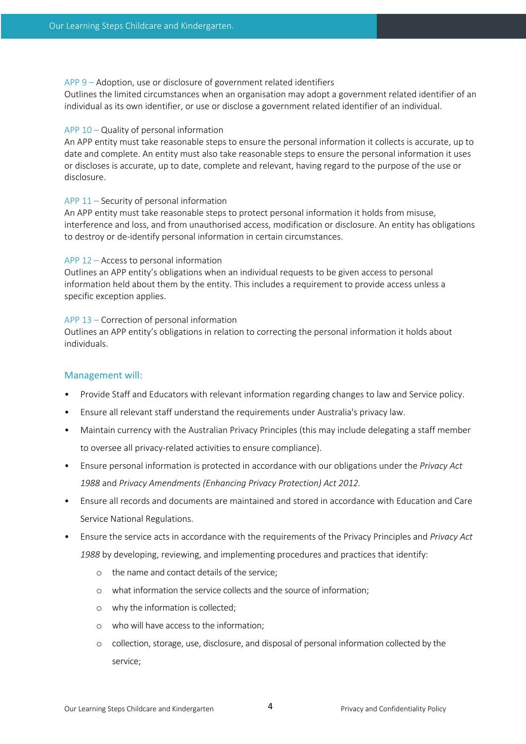APP 9 – Adoption, use or disclosure of government related identifiers
Outlines the limited circumstances when an organisation may adopt a government related identifier of an individual as its own identifier, or use or disclose a government related identifier of an individual.

APP 10 – Quality of personal information
An APP entity must take reasonable steps to ensure the personal information it collects is accurate, up to date and complete. An entity must also take reasonable steps to ensure the personal information it uses or discloses is accurate, up to date, complete and relevant, having regard to the purpose of the use or disclosure.

APP 11 – Security of personal information
An APP entity must take reasonable steps to protect personal information it holds from misuse, interference and loss, and from unauthorised access, modification or disclosure. An entity has obligations to destroy or de-identify personal information in certain circumstances.

APP 12 – Access to personal information
Outlines an APP entity's obligations when an individual requests to be given access to personal information held about them by the entity. This includes a requirement to provide access unless a specific exception applies.

APP 13 – Correction of personal information
Outlines an APP entity's obligations in relation to correcting the personal information it holds about individuals.

## Management will:

- Provide Staff and Educators with relevant information regarding changes to law and Service policy.
- Ensure all relevant staff understand the requirements under Australia's privacy law.
- Maintain currency with the Australian Privacy Principles (this may include delegating a staff member to oversee all privacy-related activities to ensure compliance).
- Ensure personal information is protected in accordance with our obligations under the *Privacy Act 1988* and *Privacy Amendments (Enhancing Privacy Protection) Act 2012.*
- Ensure all records and documents are maintained and stored in accordance with Education and Care Service National Regulations.
- Ensure the service acts in accordance with the requirements of the Privacy Principles and *Privacy Act 1988* by developing, reviewing, and implementing procedures and practices that identify:
    - the name and contact details of the service;
    - what information the service collects and the source of information;
    - why the information is collected;
    - who will have access to the information;
    - collection, storage, use, disclosure, and disposal of personal information collected by the service;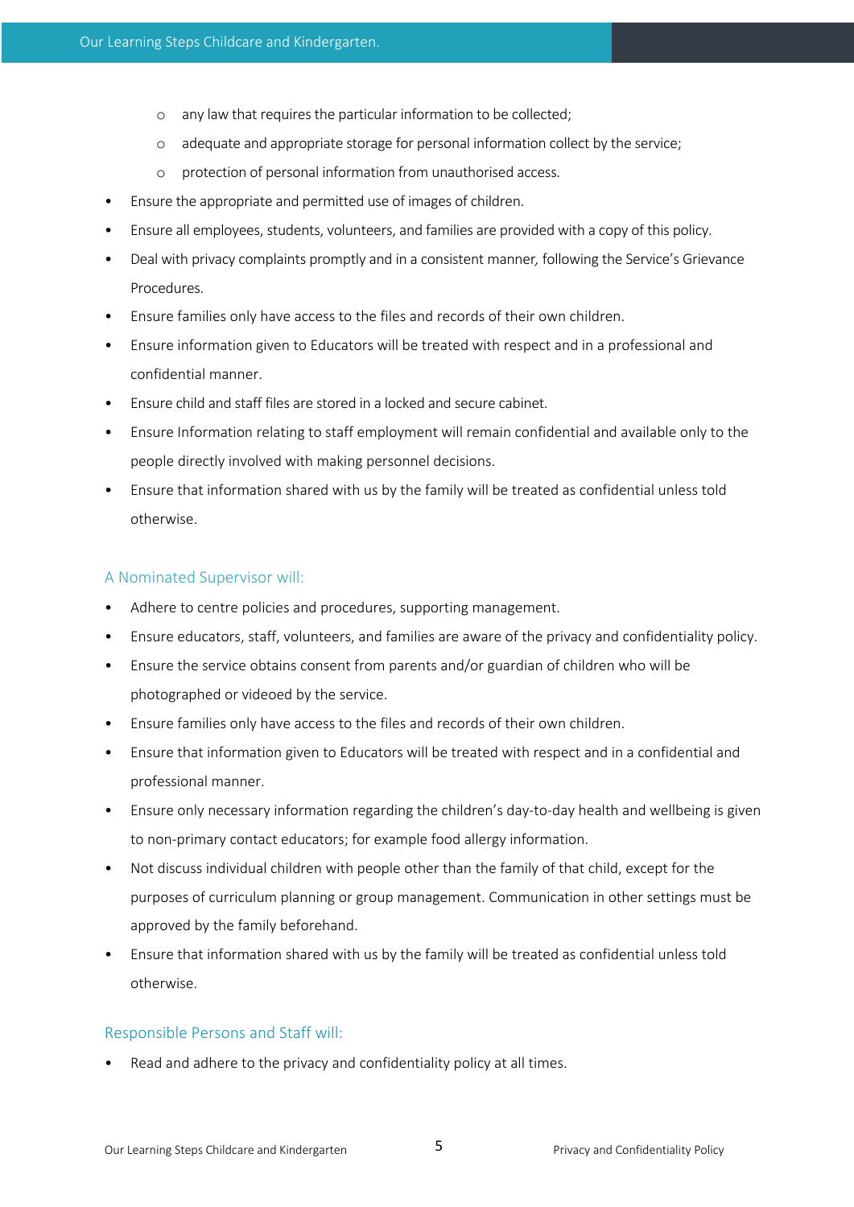- any law that requires the particular information to be collected;
    - adequate and appropriate storage for personal information collect by the service;
    - protection of personal information from unauthorised access.
- Ensure the appropriate and permitted use of images of children.
- Ensure all employees, students, volunteers, and families are provided with a copy of this policy.
- Deal with privacy complaints promptly and in a consistent manner, following the Service's Grievance Procedures.
- Ensure families only have access to the files and records of their own children.
- Ensure information given to Educators will be treated with respect and in a professional and confidential manner.
- Ensure child and staff files are stored in a locked and secure cabinet.
- Ensure Information relating to staff employment will remain confidential and available only to the people directly involved with making personnel decisions.
- Ensure that information shared with us by the family will be treated as confidential unless told otherwise.

### A Nominated Supervisor will:

- Adhere to centre policies and procedures, supporting management.
- Ensure educators, staff, volunteers, and families are aware of the privacy and confidentiality policy.
- Ensure the service obtains consent from parents and/or guardian of children who will be photographed or videoed by the service.
- Ensure families only have access to the files and records of their own children.
- Ensure that information given to Educators will be treated with respect and in a confidential and professional manner.
- Ensure only necessary information regarding the children's day-to-day health and wellbeing is given to non-primary contact educators; for example food allergy information.
- Not discuss individual children with people other than the family of that child, except for the purposes of curriculum planning or group management. Communication in other settings must be approved by the family beforehand.
- Ensure that information shared with us by the family will be treated as confidential unless told otherwise.

### Responsible Persons and Staff will:

- Read and adhere to the privacy and confidentiality policy at all times.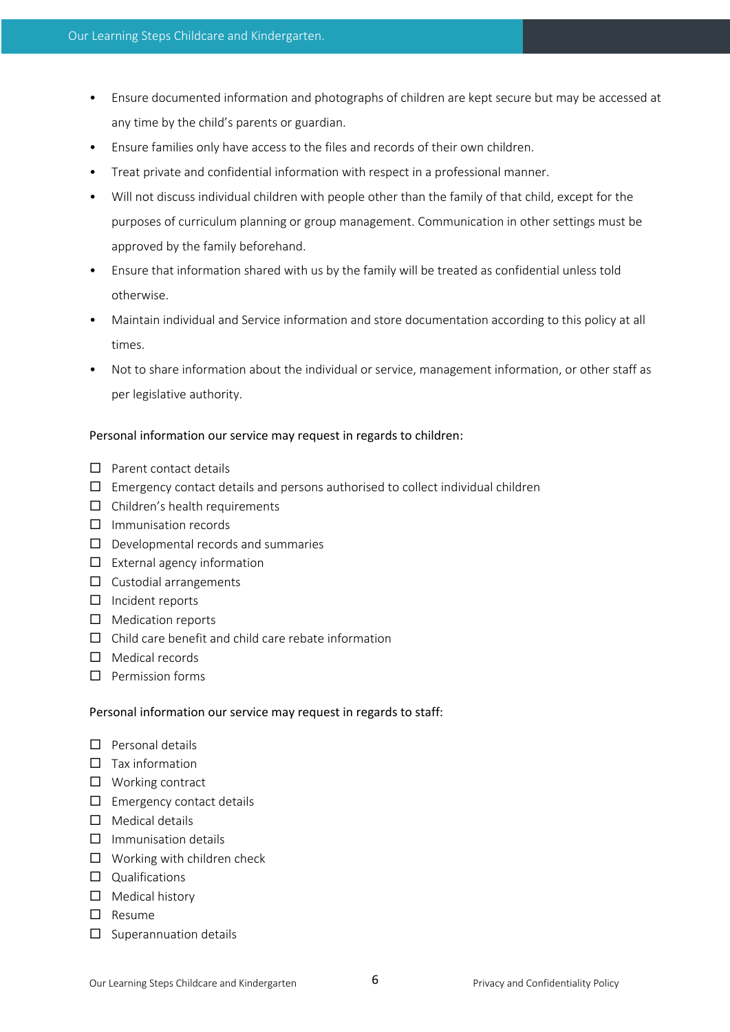- Ensure documented information and photographs of children are kept secure but may be accessed at any time by the child's parents or guardian.
- Ensure families only have access to the files and records of their own children.
- Treat private and confidential information with respect in a professional manner.
- Will not discuss individual children with people other than the family of that child, except for the purposes of curriculum planning or group management. Communication in other settings must be approved by the family beforehand.
- Ensure that information shared with us by the family will be treated as confidential unless told otherwise.
- Maintain individual and Service information and store documentation according to this policy at all times.
- Not to share information about the individual or service, management information, or other staff as per legislative authority.

Personal information our service may request in regards to children:

- [ ] Parent contact details
- [ ] Emergency contact details and persons authorised to collect individual children
- [ ] Children's health requirements
- [ ] Immunisation records
- [ ] Developmental records and summaries
- [ ] External agency information
- [ ] Custodial arrangements
- [ ] Incident reports
- [ ] Medication reports
- [ ] Child care benefit and child care rebate information
- [ ] Medical records
- [ ] Permission forms

Personal information our service may request in regards to staff:

- [ ] Personal details
- [ ] Tax information
- [ ] Working contract
- [ ] Emergency contact details
- [ ] Medical details
- [ ] Immunisation details
- [ ] Working with children check
- [ ] Qualifications
- [ ] Medical history
- [ ] Resume
- [ ] Superannuation details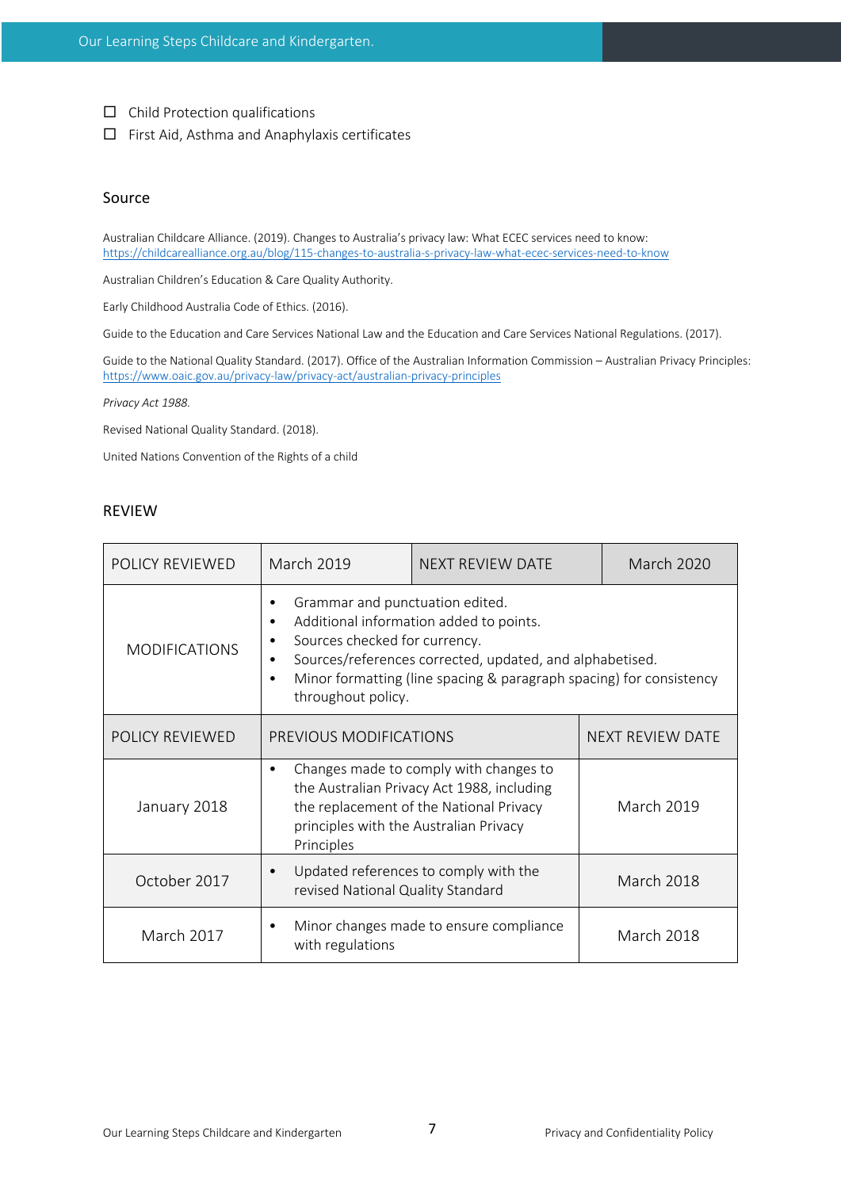- ☐ Child Protection qualifications
- ☐ First Aid, Asthma and Anaphylaxis certificates

## Source

Australian Childcare Alliance. (2019). Changes to Australia's privacy law: What ECEC services need to know: https://childcarealliance.org.au/blog/115-changes-to-australia-s-privacy-law-what-ecec-services-need-to-know

Australian Children's Education & Care Quality Authority.

Early Childhood Australia Code of Ethics. (2016).

Guide to the Education and Care Services National Law and the Education and Care Services National Regulations. (2017).

Guide to the National Quality Standard. (2017). Office of the Australian Information Commission – Australian Privacy Principles: https://www.oaic.gov.au/privacy-law/privacy-act/australian-privacy-principles

*Privacy Act 1988.*

Revised National Quality Standard. (2018).

United Nations Convention of the Rights of a child

## REVIEW

| POLICY REVIEWED | March 2019 | NEXT REVIEW DATE | March 2020 |
|---|---|---|---|
| MODIFICATIONS | • Grammar and punctuation edited.<br>• Additional information added to points.<br>• Sources checked for currency.<br>• Sources/references corrected, updated, and alphabetised.<br>• Minor formatting (line spacing & paragraph spacing) for consistency throughout policy. | | |

| POLICY REVIEWED | PREVIOUS MODIFICATIONS | NEXT REVIEW DATE |
|---|---|---|
| January 2018 | • Changes made to comply with changes to the Australian Privacy Act 1988, including the replacement of the National Privacy principles with the Australian Privacy Principles | March 2019 |
| October 2017 | • Updated references to comply with the revised National Quality Standard | March 2018 |
| March 2017 | • Minor changes made to ensure compliance with regulations | March 2018 |